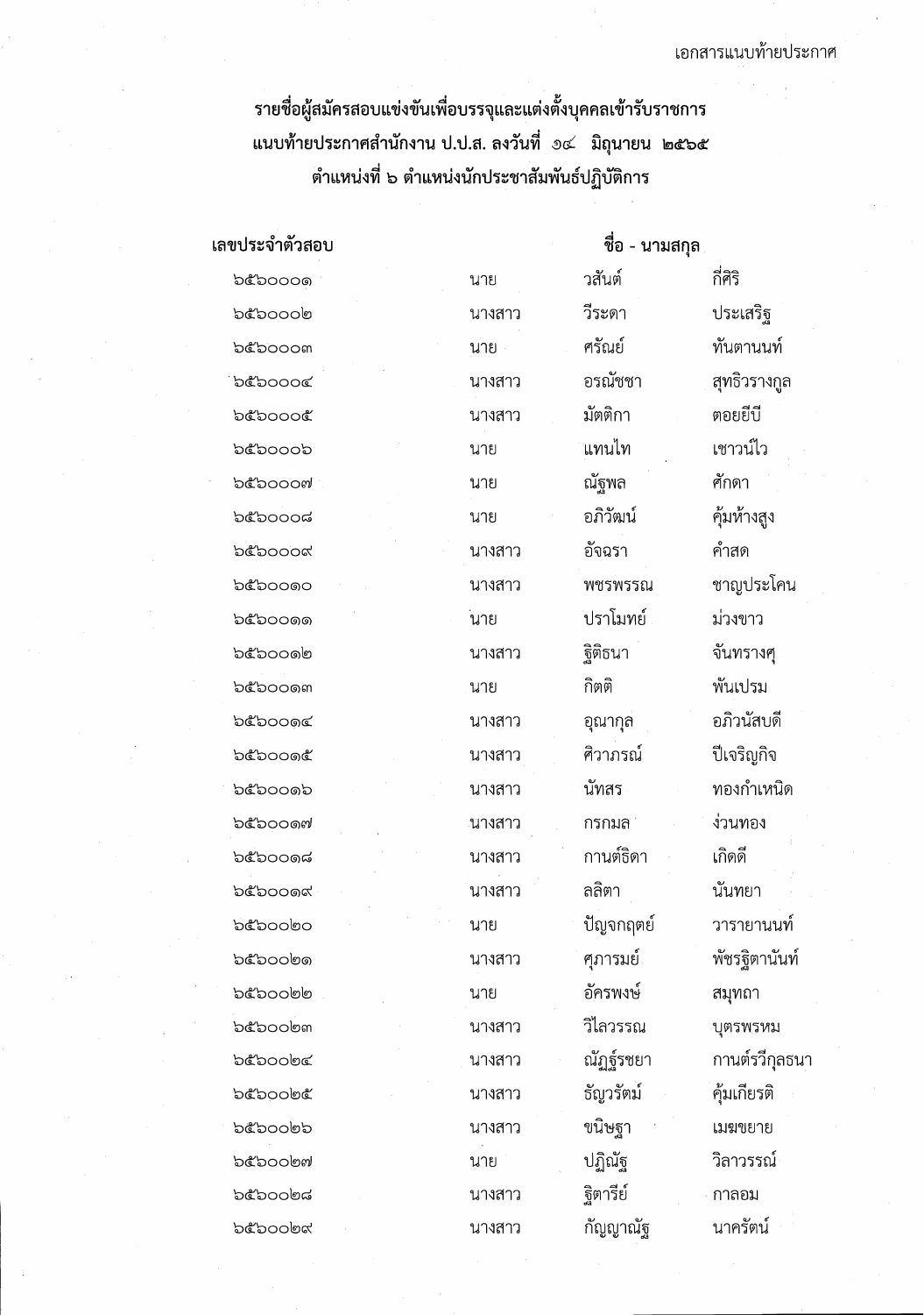เอกสารแนบท้ายประกาศ

**รายชื่อผู้สมัครสอบแข่งขันเพื่อบรรจุและแต่งตั้งบุคคลเข้ารับราชการ**
**แนบท้ายประกาศสำนักงาน ป.ป.ส. ลงวันที่ ๑๔ มิถุนายน ๒๕๖๕**
**ตำแหน่งที่ ๖ ตำแหน่งนักประชาสัมพันธ์ปฏิบัติการ**

| เลขประจำตัวสอบ | ชื่อ - นามสกุล | | |
|---|---|---|---|
| ๖๕๖๐๐๐๑ | นาย | วสันต์ | กี่ศิริ |
| ๖๕๖๐๐๐๒ | นางสาว | วีระดา | ประเสริฐ |
| ๖๕๖๐๐๐๓ | นาย | ศรัณย์ | ทันตานนท์ |
| ๖๕๖๐๐๐๔ | นางสาว | อรณัชชา | สุทธิวรางกูล |
| ๖๕๖๐๐๐๕ | นางสาว | มัตติกา | ตอยยีบี |
| ๖๕๖๐๐๐๖ | นาย | แทนไท | เชาวน์ไว |
| ๖๕๖๐๐๐๗ | นาย | ณัฐพล | ศักดา |
| ๖๕๖๐๐๐๘ | นาย | อภิวัฒน์ | คุ้มห้างสูง |
| ๖๕๖๐๐๐๙ | นางสาว | อัจฉรา | คำสด |
| ๖๕๖๐๐๑๐ | นางสาว | พชรพรรณ | ชาญประโคน |
| ๖๕๖๐๐๑๑ | นาย | ปราโมทย์ | ม่วงขาว |
| ๖๕๖๐๐๑๒ | นางสาว | ฐิติธนา | จันทรางศุ |
| ๖๕๖๐๐๑๓ | นาย | กิตติ | พันเปรม |
| ๖๕๖๐๐๑๔ | นางสาว | อุณากุล | อภิวนัสบดี |
| ๖๕๖๐๐๑๕ | นางสาว | ศิวาภรณ์ | ปีเจริญกิจ |
| ๖๕๖๐๐๑๖ | นางสาว | นัทสร | ทองกำเหนิด |
| ๖๕๖๐๐๑๗ | นางสาว | กรกมล | ง่วนทอง |
| ๖๕๖๐๐๑๘ | นางสาว | กานต์ธิดา | เกิดดี |
| ๖๕๖๐๐๑๙ | นางสาว | ลลิตา | นันทยา |
| ๖๕๖๐๐๒๐ | นาย | ปัญจกฤตย์ | วารายานนท์ |
| ๖๕๖๐๐๒๑ | นางสาว | ศุภารมย์ | พัชรฐิตานันท์ |
| ๖๕๖๐๐๒๒ | นาย | อัครพงษ์ | สมุทถา |
| ๖๕๖๐๐๒๓ | นางสาว | วิไลวรรณ | บุตรพรหม |
| ๖๕๖๐๐๒๔ | นางสาว | ณัฏฐ์รชยา | กานต์รวีกุลธนา |
| ๖๕๖๐๐๒๕ | นางสาว | ธัญวรัตม์ | คุ้มเกียรติ |
| ๖๕๖๐๐๒๖ | นางสาว | ขนิษฐา | เมฆขยาย |
| ๖๕๖๐๐๒๗ | นาย | ปฏิณัฐ | วิลาวรรณ์ |
| ๖๕๖๐๐๒๘ | นางสาว | ฐิตารีย์ | กาลอม |
| ๖๕๖๐๐๒๙ | นางสาว | กัญญาณัฐ | นาครัตน์ |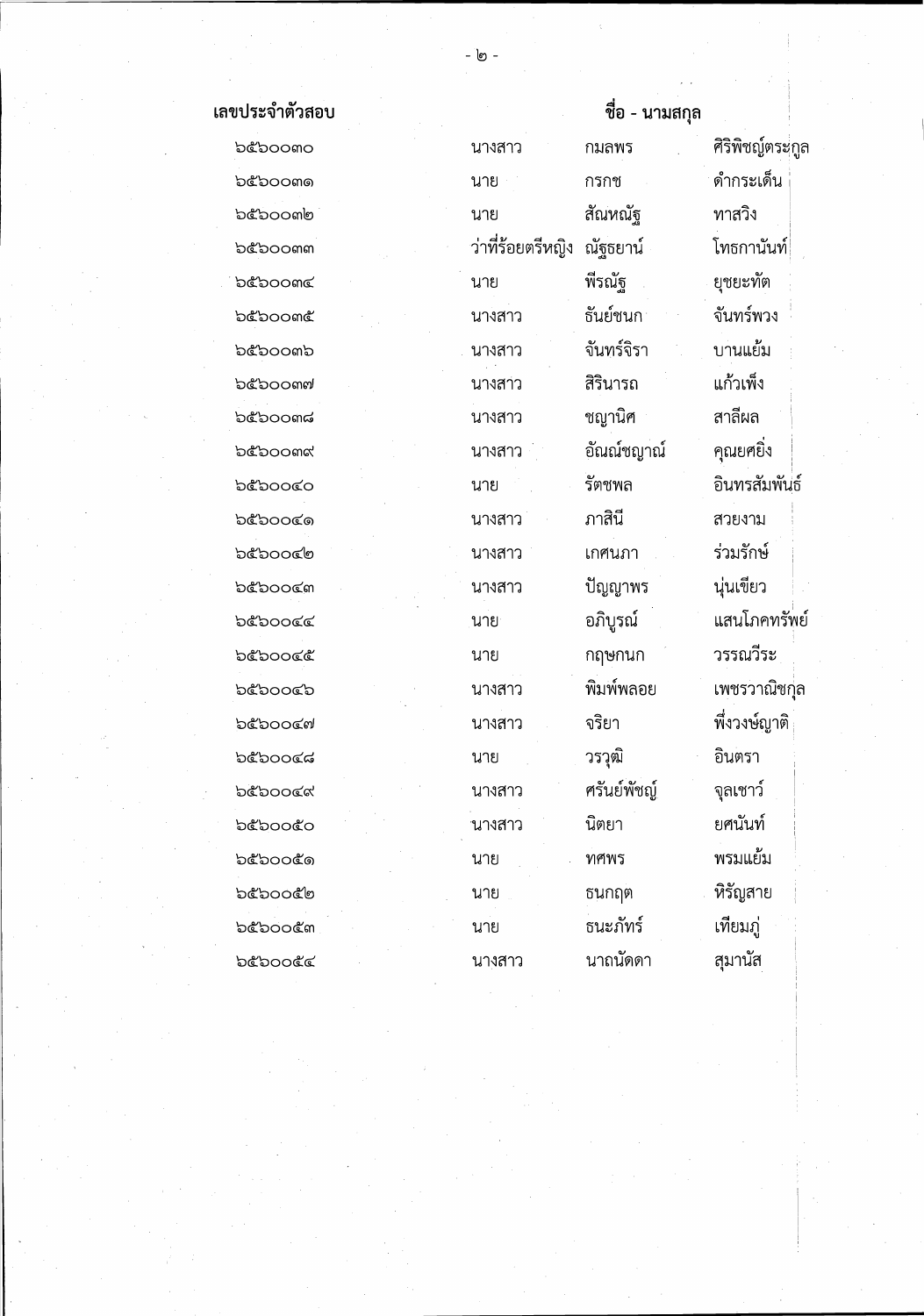| เลขประจำตัวสอบ | ชื่อ - นามสกุล | | |
|---|---|---|---|
| ๖๕๖๐๐๓๐ | นางสาว | กมลพร | ศิริพิชญ์ตระกูล |
| ๖๕๖๐๐๓๑ | นาย | กรกช | ดำกระเด็น |
| ๖๕๖๐๐๓๒ | นาย | สัณหณัฐ | ทาสวิง |
| ๖๕๖๐๐๓๓ | ว่าที่ร้อยตรีหญิง | ณัฐธยาน์ | โทธกานันท์ |
| ๖๕๖๐๐๓๔ | นาย | พีรณัฐ | ยุชยะทัต |
| ๖๕๖๐๐๓๕ | นางสาว | ธันย์ชนก | จันทร์พวง |
| ๖๕๖๐๐๓๖ | นางสาว | จันทร์จิรา | บานแย้ม |
| ๖๕๖๐๐๓๗ | นางสาว | สิรินารถ | แก้วเพ็ง |
| ๖๕๖๐๐๓๘ | นางสาว | ชญานิศ | สาลีผล |
| ๖๕๖๐๐๓๙ | นางสาว | อัณณ์ชญาณ์ | คุณยศยิ่ง |
| ๖๕๖๐๐๔๐ | นาย | รัตชพล | อินทรสัมพันธ์ |
| ๖๕๖๐๐๔๑ | นางสาว | ภาสินี | สวยงาม |
| ๖๕๖๐๐๔๒ | นางสาว | เกศนภา | ร่วมรักษ์ |
| ๖๕๖๐๐๔๓ | นางสาว | ปัญญาพร | นุ่นเขียว |
| ๖๕๖๐๐๔๔ | นาย | อภิบูรณ์ | แสนโภคทรัพย์ |
| ๖๕๖๐๐๔๕ | นาย | กฤษกนก | วรรณวีระ |
| ๖๕๖๐๐๔๖ | นางสาว | พิมพ์พลอย | เพชรวาณิชกุล |
| ๖๕๖๐๐๔๗ | นางสาว | จริยา | พึ่งวงษ์ญาติ |
| ๖๕๖๐๐๔๘ | นาย | วรวุฒิ | อินตรา |
| ๖๕๖๐๐๔๙ | นางสาว | ศรันย์พัชญ์ | จุลเชาว์ |
| ๖๕๖๐๐๕๐ | นางสาว | นิตยา | ยศนันท์ |
| ๖๕๖๐๐๕๑ | นาย | ทศพร | พรมแย้ม |
| ๖๕๖๐๐๕๒ | นาย | ธนกฤต | หิรัญสาย |
| ๖๕๖๐๐๕๓ | นาย | ธนะภัทร์ | เทียมภู่ |
| ๖๕๖๐๐๕๔ | นางสาว | นาถนัดดา | สุมานัส |